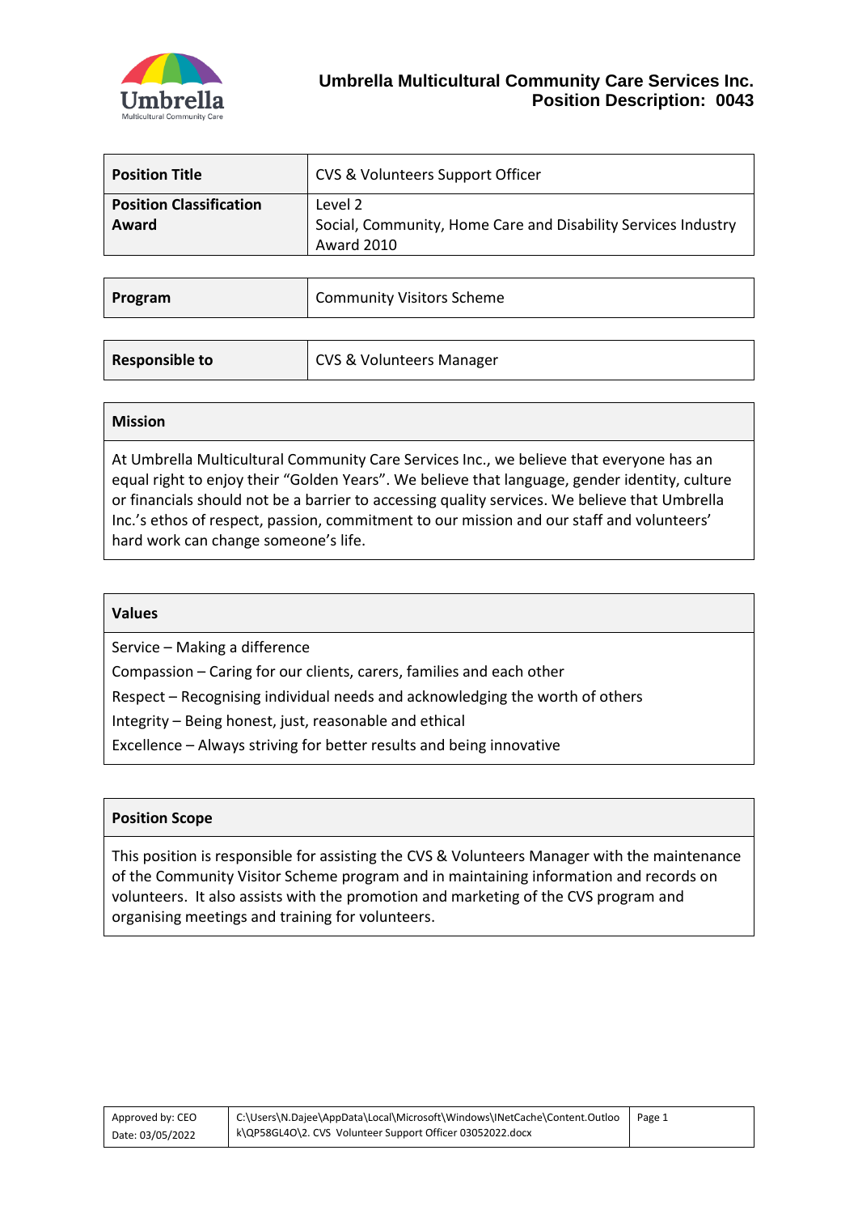**Umbrella Multicultural Community Care Services Inc.**
**Position Description: 0043**

| Position Title | CVS & Volunteers Support Officer |
|---|---|
| **Position Classification**<br>**Award** | Level 2<br>Social, Community, Home Care and Disability Services Industry Award 2010 |

| Program | Community Visitors Scheme |
|---|---|

| Responsible to | CVS & Volunteers Manager |
|---|---|

## Mission

At Umbrella Multicultural Community Care Services Inc., we believe that everyone has an equal right to enjoy their "Golden Years". We believe that language, gender identity, culture or financials should not be a barrier to accessing quality services. We believe that Umbrella Inc.'s ethos of respect, passion, commitment to our mission and our staff and volunteers' hard work can change someone's life.

## Values

Service – Making a difference

Compassion – Caring for our clients, carers, families and each other

Respect – Recognising individual needs and acknowledging the worth of others

Integrity – Being honest, just, reasonable and ethical

Excellence – Always striving for better results and being innovative

## Position Scope

This position is responsible for assisting the CVS & Volunteers Manager with the maintenance of the Community Visitor Scheme program and in maintaining information and records on volunteers. It also assists with the promotion and marketing of the CVS program and organising meetings and training for volunteers.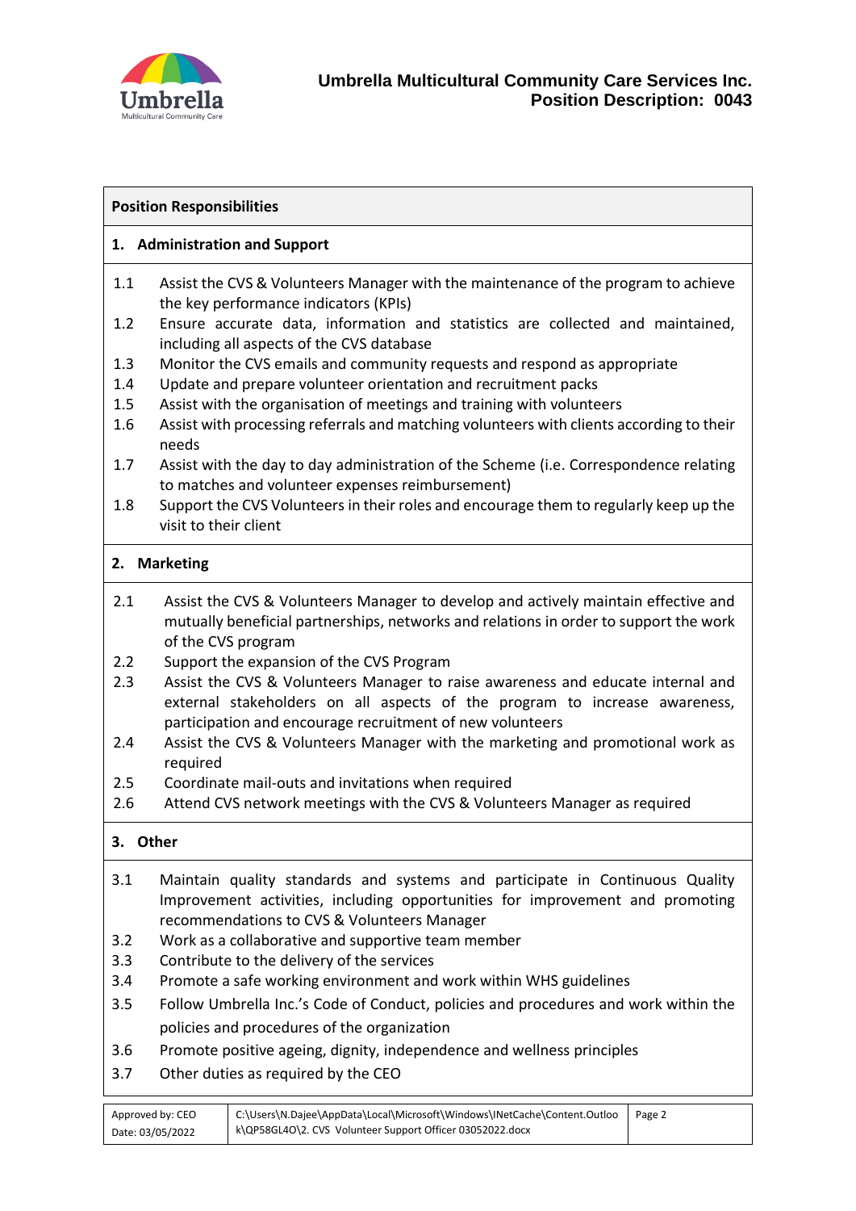## Position Responsibilities

### 1. Administration and Support

1.1 Assist the CVS & Volunteers Manager with the maintenance of the program to achieve the key performance indicators (KPIs)

1.2 Ensure accurate data, information and statistics are collected and maintained, including all aspects of the CVS database

1.3 Monitor the CVS emails and community requests and respond as appropriate

1.4 Update and prepare volunteer orientation and recruitment packs

1.5 Assist with the organisation of meetings and training with volunteers

1.6 Assist with processing referrals and matching volunteers with clients according to their needs

1.7 Assist with the day to day administration of the Scheme (i.e. Correspondence relating to matches and volunteer expenses reimbursement)

1.8 Support the CVS Volunteers in their roles and encourage them to regularly keep up the visit to their client

### 2. Marketing

2.1 Assist the CVS & Volunteers Manager to develop and actively maintain effective and mutually beneficial partnerships, networks and relations in order to support the work of the CVS program

2.2 Support the expansion of the CVS Program

2.3 Assist the CVS & Volunteers Manager to raise awareness and educate internal and external stakeholders on all aspects of the program to increase awareness, participation and encourage recruitment of new volunteers

2.4 Assist the CVS & Volunteers Manager with the marketing and promotional work as required

2.5 Coordinate mail-outs and invitations when required

2.6 Attend CVS network meetings with the CVS & Volunteers Manager as required

### 3. Other

3.1 Maintain quality standards and systems and participate in Continuous Quality Improvement activities, including opportunities for improvement and promoting recommendations to CVS & Volunteers Manager

3.2 Work as a collaborative and supportive team member

3.3 Contribute to the delivery of the services

3.4 Promote a safe working environment and work within WHS guidelines

3.5 Follow Umbrella Inc.'s Code of Conduct, policies and procedures and work within the policies and procedures of the organization

3.6 Promote positive ageing, dignity, independence and wellness principles

3.7 Other duties as required by the CEO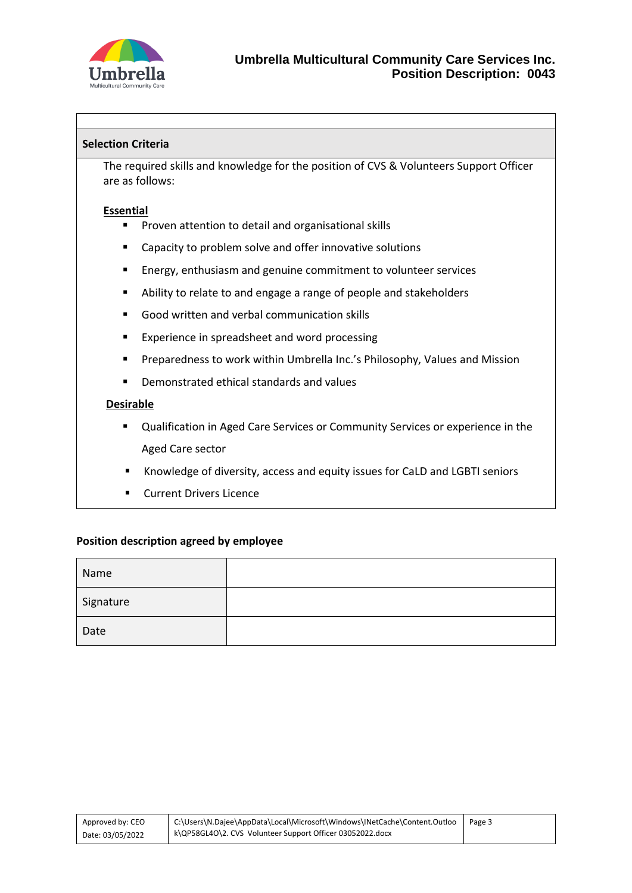## Selection Criteria

The required skills and knowledge for the position of CVS & Volunteers Support Officer are as follows:

**Essential**

- Proven attention to detail and organisational skills
- Capacity to problem solve and offer innovative solutions
- Energy, enthusiasm and genuine commitment to volunteer services
- Ability to relate to and engage a range of people and stakeholders
- Good written and verbal communication skills
- Experience in spreadsheet and word processing
- Preparedness to work within Umbrella Inc.'s Philosophy, Values and Mission
- Demonstrated ethical standards and values

**Desirable**

- Qualification in Aged Care Services or Community Services or experience in the Aged Care sector
- Knowledge of diversity, access and equity issues for CaLD and LGBTI seniors
- Current Drivers Licence

**Position description agreed by employee**

| | |
|---|---|
| Name | |
| Signature | |
| Date | |